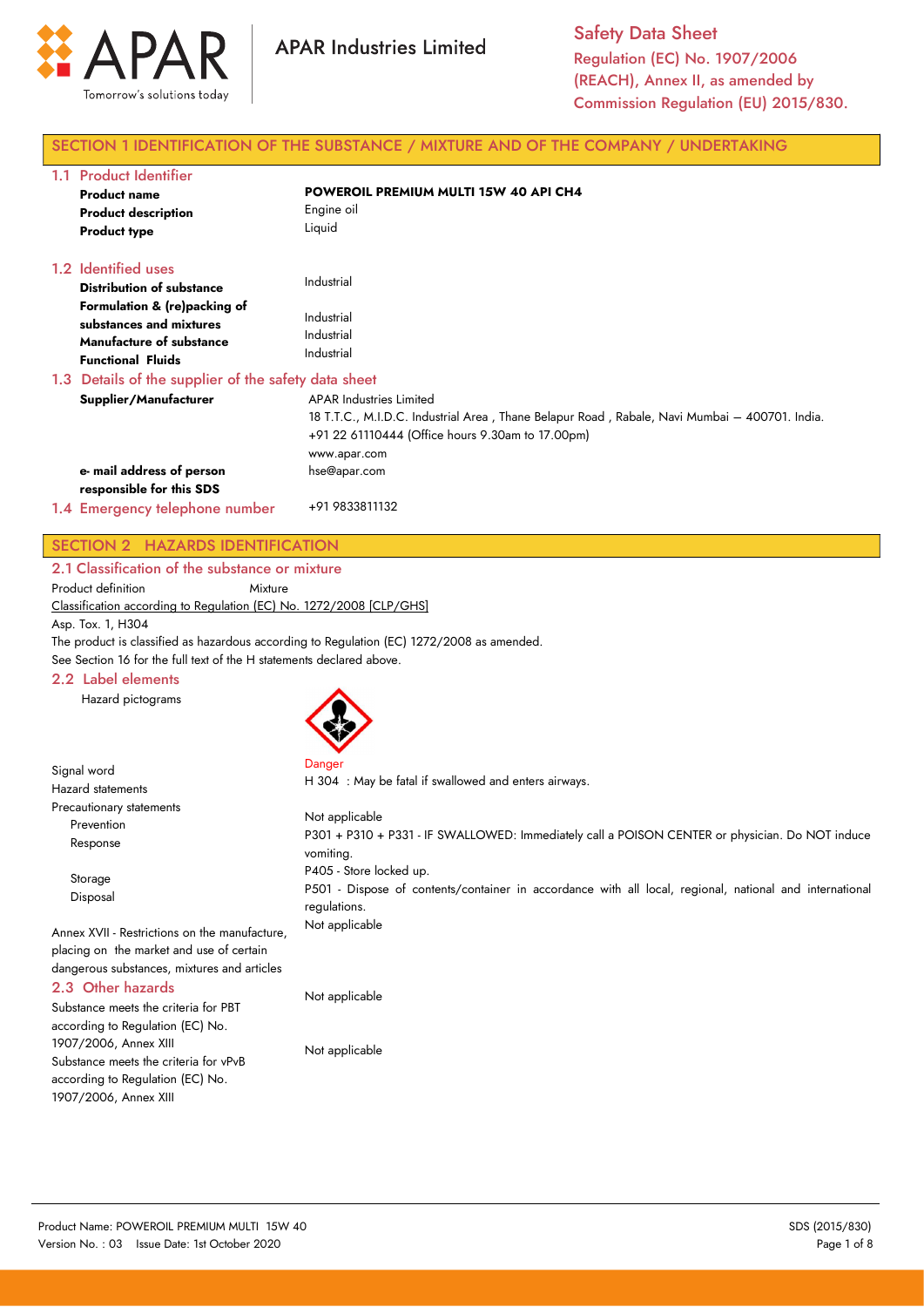APAR Industries Limited

**Safety Data Sheet**
Regulation (EC) No. 1907/2006 (REACH), Annex II, as amended by Commission Regulation (EU) 2015/830.

## SECTION 1 IDENTIFICATION OF THE SUBSTANCE / MIXTURE AND OF THE COMPANY / UNDERTAKING

### 1.1 Product Identifier

| | |
|---|---|
| **Product name** | **POWEROIL PREMIUM MULTI 15W 40 API CH4** |
| **Product description** | Engine oil |
| **Product type** | Liquid |

### 1.2 Identified uses

| | |
|---|---|
| **Distribution of substance** | Industrial |
| **Formulation & (re)packing of substances and mixtures** | Industrial |
| **Manufacture of substance** | Industrial |
| **Functional Fluids** | Industrial |

### 1.3 Details of the supplier of the safety data sheet

| | |
|---|---|
| **Supplier/Manufacturer** | APAR Industries Limited<br>18 T.T.C., M.I.D.C. Industrial Area , Thane Belapur Road , Rabale, Navi Mumbai – 400701. India.<br>+91 22 61110444 (Office hours 9.30am to 17.00pm)<br>www.apar.com |
| **e- mail address of person responsible for this SDS** | hse@apar.com |

### 1.4 Emergency telephone number

+91 9833811132

## SECTION 2 HAZARDS IDENTIFICATION

### 2.1 Classification of the substance or mixture

Product definition Mixture

Classification according to Regulation (EC) No. 1272/2008 [CLP/GHS]

Asp. Tox. 1, H304

The product is classified as hazardous according to Regulation (EC) 1272/2008 as amended.

See Section 16 for the full text of the H statements declared above.

### 2.2 Label elements

Hazard pictograms

| | |
|---|---|
| Signal word | Danger |
| Hazard statements | H 304 : May be fatal if swallowed and enters airways. |
| Precautionary statements | |
| Prevention | Not applicable |
| Response | P301 + P310 + P331 - IF SWALLOWED: Immediately call a POISON CENTER or physician. Do NOT induce vomiting. |
| Storage | P405 - Store locked up. |
| Disposal | P501 - Dispose of contents/container in accordance with all local, regional, national and international regulations. |
| Annex XVII - Restrictions on the manufacture, placing on the market and use of certain dangerous substances, mixtures and articles | Not applicable |

### 2.3 Other hazards

| | |
|---|---|
| Substance meets the criteria for PBT according to Regulation (EC) No. 1907/2006, Annex XIII | Not applicable |
| Substance meets the criteria for vPvB according to Regulation (EC) No. 1907/2006, Annex XIII | Not applicable |

Product Name: POWEROIL PREMIUM MULTI 15W 40
Version No. : 03 Issue Date: 1st October 2020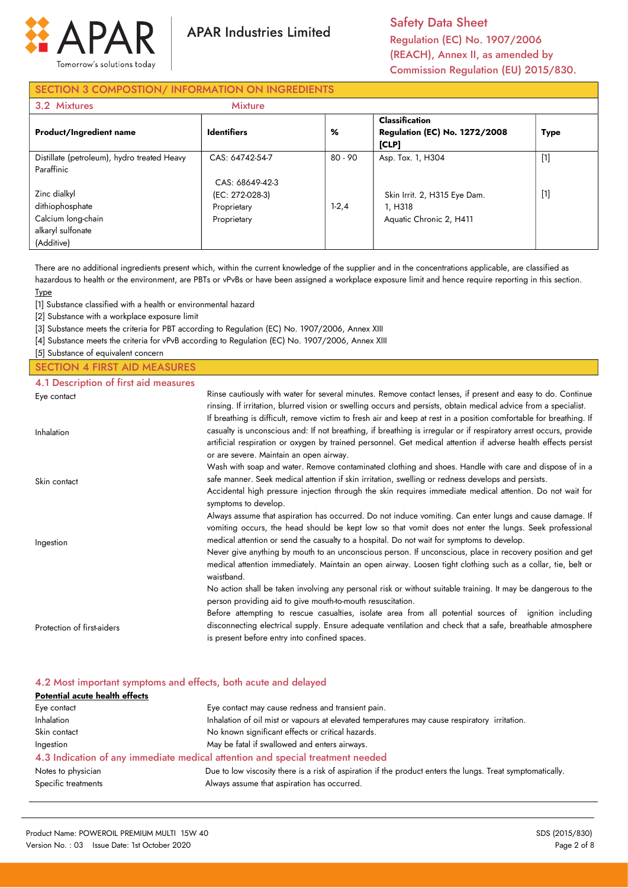## SECTION 3 COMPOSTION/ INFORMATION ON INGREDIENTS

### 3.2 Mixtures

Mixture

| Product/Ingredient name | Identifiers | % | Classification Regulation (EC) No. 1272/2008 [CLP] | Type |
|---|---|---|---|---|
| Distillate (petroleum), hydro treated Heavy Paraffinic | CAS: 64742-54-7 | 80 - 90 | Asp. Tox. 1, H304 | [1] |
| Zinc dialkyl dithiophosphate Calcium long-chain alkaryl sulfonate (Additive) | CAS: 68649-42-3 (EC: 272-028-3) Proprietary Proprietary | 1-2,4 | Skin Irrit. 2, H315 Eye Dam. 1, H318 Aquatic Chronic 2, H411 | [1] |

There are no additional ingredients present which, within the current knowledge of the supplier and in the concentrations applicable, are classified as hazardous to health or the environment, are PBTs or vPvBs or have been assigned a workplace exposure limit and hence require reporting in this section.

Type

[1] Substance classified with a health or environmental hazard

[2] Substance with a workplace exposure limit

[3] Substance meets the criteria for PBT according to Regulation (EC) No. 1907/2006, Annex XIII

[4] Substance meets the criteria for vPvB according to Regulation (EC) No. 1907/2006, Annex XIII

[5] Substance of equivalent concern

## SECTION 4 FIRST AID MEASURES

### 4.1 Description of first aid measures

**Eye contact**

Rinse cautiously with water for several minutes. Remove contact lenses, if present and easy to do. Continue rinsing. If irritation, blurred vision or swelling occurs and persists, obtain medical advice from a specialist.

**Inhalation**

If breathing is difficult, remove victim to fresh air and keep at rest in a position comfortable for breathing. If casualty is unconscious and: If not breathing, if breathing is irregular or if respiratory arrest occurs, provide artificial respiration or oxygen by trained personnel. Get medical attention if adverse health effects persist or are severe. Maintain an open airway.

**Skin contact**

Wash with soap and water. Remove contaminated clothing and shoes. Handle with care and dispose of in a safe manner. Seek medical attention if skin irritation, swelling or redness develops and persists.

Accidental high pressure injection through the skin requires immediate medical attention. Do not wait for symptoms to develop.

**Ingestion**

Always assume that aspiration has occurred. Do not induce vomiting. Can enter lungs and cause damage. If vomiting occurs, the head should be kept low so that vomit does not enter the lungs. Seek professional medical attention or send the casualty to a hospital. Do not wait for symptoms to develop.

Never give anything by mouth to an unconscious person. If unconscious, place in recovery position and get medical attention immediately. Maintain an open airway. Loosen tight clothing such as a collar, tie, belt or waistband.

**Protection of first-aiders**

No action shall be taken involving any personal risk or without suitable training. It may be dangerous to the person providing aid to give mouth-to-mouth resuscitation.

Before attempting to rescue casualties, isolate area from all potential sources of ignition including disconnecting electrical supply. Ensure adequate ventilation and check that a safe, breathable atmosphere is present before entry into confined spaces.

### 4.2 Most important symptoms and effects, both acute and delayed

**Potential acute health effects**

| | |
|---|---|
| Eye contact | Eye contact may cause redness and transient pain. |
| Inhalation | Inhalation of oil mist or vapours at elevated temperatures may cause respiratory irritation. |
| Skin contact | No known significant effects or critical hazards. |
| Ingestion | May be fatal if swallowed and enters airways. |

### 4.3 Indication of any immediate medical attention and special treatment needed

| | |
|---|---|
| Notes to physician | Due to low viscosity there is a risk of aspiration if the product enters the lungs. Treat symptomatically. |
| Specific treatments | Always assume that aspiration has occurred. |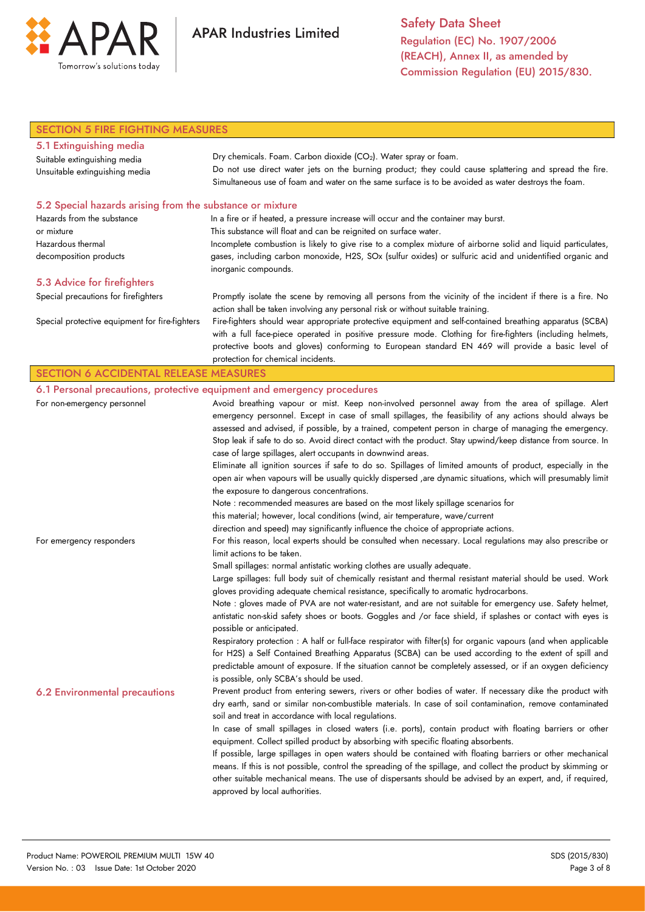## SECTION 5 FIRE FIGHTING MEASURES

### 5.1 Extinguishing media

| | |
|---|---|
| Suitable extinguishing media | Dry chemicals. Foam. Carbon dioxide ($CO_2$). Water spray or foam. |
| Unsuitable extinguishing media | Do not use direct water jets on the burning product; they could cause splattering and spread the fire. Simultaneous use of foam and water on the same surface is to be avoided as water destroys the foam. |

### 5.2 Special hazards arising from the substance or mixture

| | |
|---|---|
| Hazards from the substance or mixture | In a fire or if heated, a pressure increase will occur and the container may burst. This substance will float and can be reignited on surface water. |
| Hazardous thermal decomposition products | Incomplete combustion is likely to give rise to a complex mixture of airborne solid and liquid particulates, gases, including carbon monoxide, H2S, SOx (sulfur oxides) or sulfuric acid and unidentified organic and inorganic compounds. |

### 5.3 Advice for firefighters

| | |
|---|---|
| Special precautions for firefighters | Promptly isolate the scene by removing all persons from the vicinity of the incident if there is a fire. No action shall be taken involving any personal risk or without suitable training. |
| Special protective equipment for fire-fighters | Fire-fighters should wear appropriate protective equipment and self-contained breathing apparatus (SCBA) with a full face-piece operated in positive pressure mode. Clothing for fire-fighters (including helmets, protective boots and gloves) conforming to European standard EN 469 will provide a basic level of protection for chemical incidents. |

## SECTION 6 ACCIDENTAL RELEASE MEASURES

### 6.1 Personal precautions, protective equipment and emergency procedures

**For non-emergency personnel**

Avoid breathing vapour or mist. Keep non-involved personnel away from the area of spillage. Alert emergency personnel. Except in case of small spillages, the feasibility of any actions should always be assessed and advised, if possible, by a trained, competent person in charge of managing the emergency. Stop leak if safe to do so. Avoid direct contact with the product. Stay upwind/keep distance from source. In case of large spillages, alert occupants in downwind areas.

Eliminate all ignition sources if safe to do so. Spillages of limited amounts of product, especially in the open air when vapours will be usually quickly dispersed ,are dynamic situations, which will presumably limit the exposure to dangerous concentrations.

Note : recommended measures are based on the most likely spillage scenarios for this material; however, local conditions (wind, air temperature, wave/current direction and speed) may significantly influence the choice of appropriate actions.

**For emergency responders**

For this reason, local experts should be consulted when necessary. Local regulations may also prescribe or limit actions to be taken.

Small spillages: normal antistatic working clothes are usually adequate.

Large spillages: full body suit of chemically resistant and thermal resistant material should be used. Work gloves providing adequate chemical resistance, specifically to aromatic hydrocarbons.

Note : gloves made of PVA are not water-resistant, and are not suitable for emergency use. Safety helmet, antistatic non-skid safety shoes or boots. Goggles and /or face shield, if splashes or contact with eyes is possible or anticipated.

Respiratory protection : A half or full-face respirator with filter(s) for organic vapours (and when applicable for H2S) a Self Contained Breathing Apparatus (SCBA) can be used according to the extent of spill and predictable amount of exposure. If the situation cannot be completely assessed, or if an oxygen deficiency is possible, only SCBA's should be used.

### 6.2 Environmental precautions

Prevent product from entering sewers, rivers or other bodies of water. If necessary dike the product with dry earth, sand or similar non-combustible materials. In case of soil contamination, remove contaminated soil and treat in accordance with local regulations.

In case of small spillages in closed waters (i.e. ports), contain product with floating barriers or other equipment. Collect spilled product by absorbing with specific floating absorbents.

If possible, large spillages in open waters should be contained with floating barriers or other mechanical means. If this is not possible, control the spreading of the spillage, and collect the product by skimming or other suitable mechanical means. The use of dispersants should be advised by an expert, and, if required, approved by local authorities.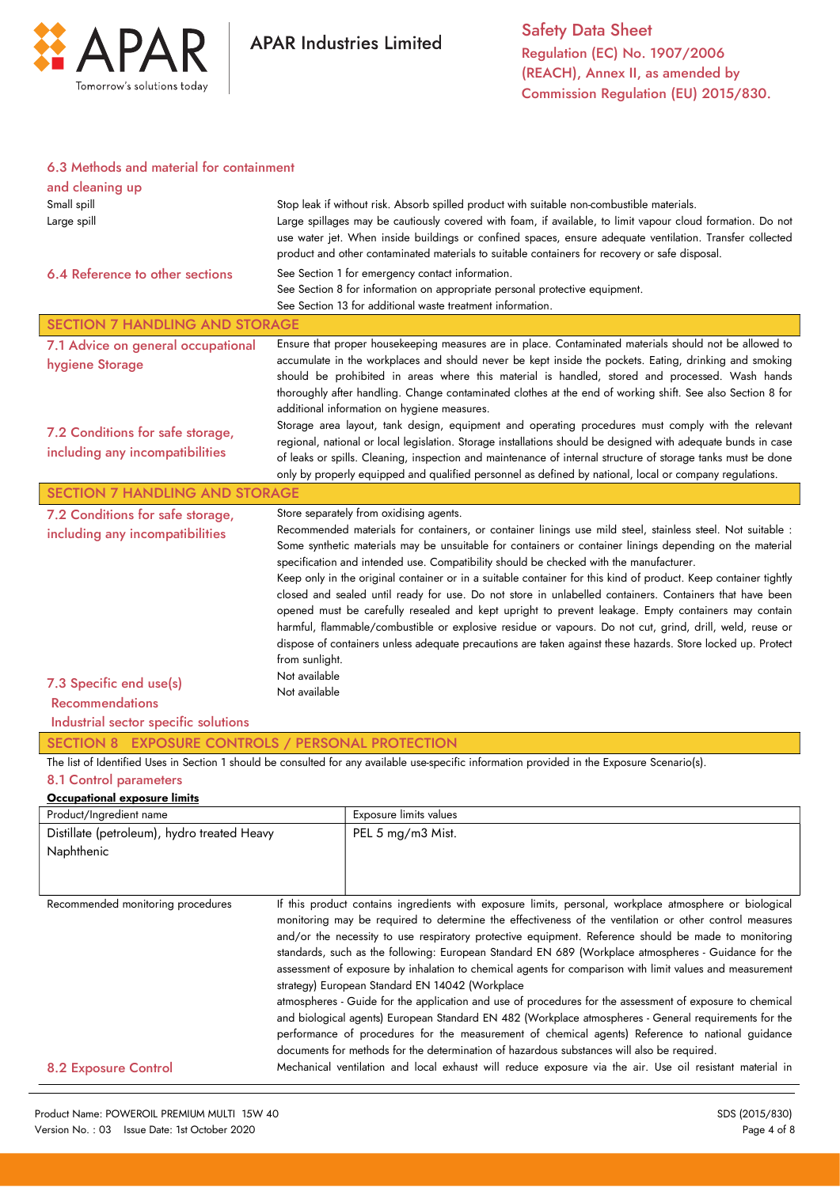### 6.3 Methods and material for containment and cleaning up

Small spill — Stop leak if without risk. Absorb spilled product with suitable non-combustible materials.

Large spill — Large spillages may be cautiously covered with foam, if available, to limit vapour cloud formation. Do not use water jet. When inside buildings or confined spaces, ensure adequate ventilation. Transfer collected product and other contaminated materials to suitable containers for recovery or safe disposal.

### 6.4 Reference to other sections

See Section 1 for emergency contact information.
See Section 8 for information on appropriate personal protective equipment.
See Section 13 for additional waste treatment information.

## SECTION 7 HANDLING AND STORAGE

### 7.1 Advice on general occupational hygiene Storage

Ensure that proper housekeeping measures are in place. Contaminated materials should not be allowed to accumulate in the workplaces and should never be kept inside the pockets. Eating, drinking and smoking should be prohibited in areas where this material is handled, stored and processed. Wash hands thoroughly after handling. Change contaminated clothes at the end of working shift. See also Section 8 for additional information on hygiene measures.

### 7.2 Conditions for safe storage, including any incompatibilities

Storage area layout, tank design, equipment and operating procedures must comply with the relevant regional, national or local legislation. Storage installations should be designed with adequate bunds in case of leaks or spills. Cleaning, inspection and maintenance of internal structure of storage tanks must be done only by properly equipped and qualified personnel as defined by national, local or company regulations.

## SECTION 7 HANDLING AND STORAGE

### 7.2 Conditions for safe storage, including any incompatibilities

Store separately from oxidising agents.

Recommended materials for containers, or container linings use mild steel, stainless steel. Not suitable : Some synthetic materials may be unsuitable for containers or container linings depending on the material specification and intended use. Compatibility should be checked with the manufacturer.

Keep only in the original container or in a suitable container for this kind of product. Keep container tightly closed and sealed until ready for use. Do not store in unlabelled containers. Containers that have been opened must be carefully resealed and kept upright to prevent leakage. Empty containers may contain harmful, flammable/combustible or explosive residue or vapours. Do not cut, grind, drill, weld, reuse or dispose of containers unless adequate precautions are taken against these hazards. Store locked up. Protect from sunlight.

### 7.3 Specific end use(s)

Recommendations — Not available

Industrial sector specific solutions — Not available

## SECTION 8 EXPOSURE CONTROLS / PERSONAL PROTECTION

The list of Identified Uses in Section 1 should be consulted for any available use-specific information provided in the Exposure Scenario(s).

### 8.1 Control parameters

**Occupational exposure limits**

| Product/Ingredient name | Exposure limits values |
|---|---|
| Distillate (petroleum), hydro treated Heavy Naphthenic | PEL 5 mg/m3 Mist. |

Recommended monitoring procedures — If this product contains ingredients with exposure limits, personal, workplace atmosphere or biological monitoring may be required to determine the effectiveness of the ventilation or other control measures and/or the necessity to use respiratory protective equipment. Reference should be made to monitoring standards, such as the following: European Standard EN 689 (Workplace atmospheres - Guidance for the assessment of exposure by inhalation to chemical agents for comparison with limit values and measurement strategy) European Standard EN 14042 (Workplace atmospheres - Guide for the application and use of procedures for the assessment of exposure to chemical and biological agents) European Standard EN 482 (Workplace atmospheres - General requirements for the performance of procedures for the measurement of chemical agents) Reference to national guidance documents for methods for the determination of hazardous substances will also be required.

### 8.2 Exposure Control

Mechanical ventilation and local exhaust will reduce exposure via the air. Use oil resistant material in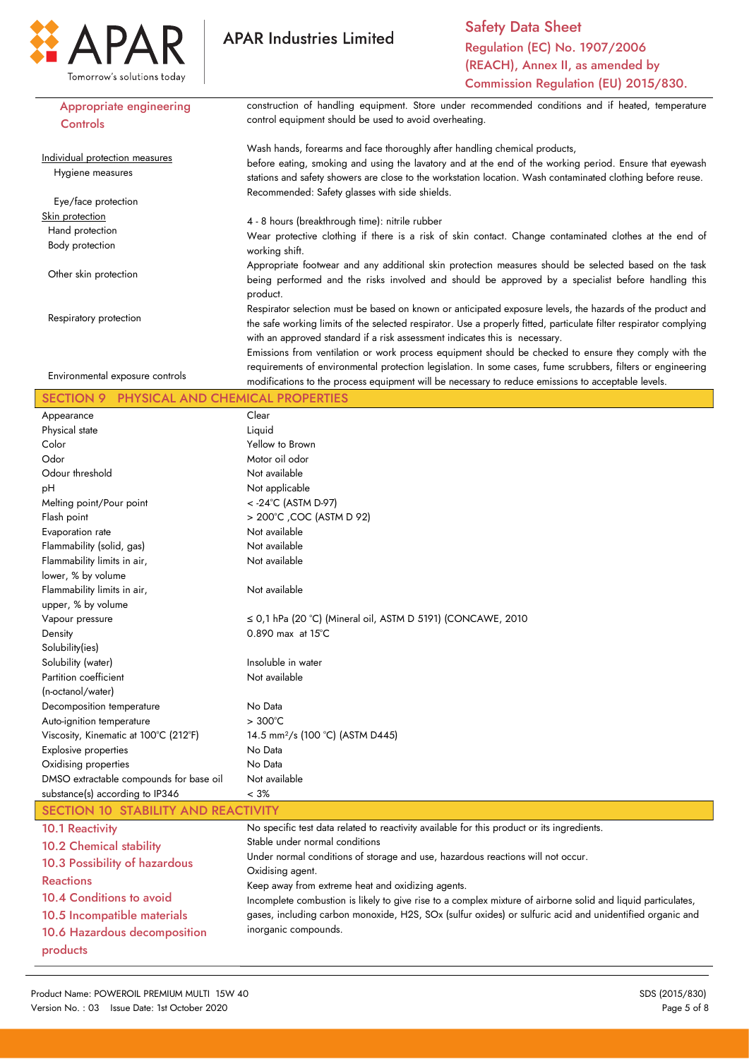| | |
|---|---|
| **Appropriate engineering Controls** | construction of handling equipment. Store under recommended conditions and if heated, temperature control equipment should be used to avoid overheating. |
| Individual protection measures | |
| Hygiene measures | Wash hands, forearms and face thoroughly after handling chemical products, before eating, smoking and using the lavatory and at the end of the working period. Ensure that eyewash stations and safety showers are close to the workstation location. Wash contaminated clothing before reuse. |
| Eye/face protection | Recommended: Safety glasses with side shields. |
| Skin protection | |
| Hand protection | 4 - 8 hours (breakthrough time): nitrile rubber |
| Body protection | Wear protective clothing if there is a risk of skin contact. Change contaminated clothes at the end of working shift. |
| Other skin protection | Appropriate footwear and any additional skin protection measures should be selected based on the task being performed and the risks involved and should be approved by a specialist before handling this product. |
| Respiratory protection | Respirator selection must be based on known or anticipated exposure levels, the hazards of the product and the safe working limits of the selected respirator. Use a properly fitted, particulate filter respirator complying with an approved standard if a risk assessment indicates this is necessary. |
| Environmental exposure controls | Emissions from ventilation or work process equipment should be checked to ensure they comply with the requirements of environmental protection legislation. In some cases, fume scrubbers, filters or engineering modifications to the process equipment will be necessary to reduce emissions to acceptable levels. |

## SECTION 9 PHYSICAL AND CHEMICAL PROPERTIES

| | |
|---|---|
| Appearance | Clear |
| Physical state | Liquid |
| Color | Yellow to Brown |
| Odor | Motor oil odor |
| Odour threshold | Not available |
| pH | Not applicable |
| Melting point/Pour point | < -24°C (ASTM D-97) |
| Flash point | > 200°C ,COC (ASTM D 92) |
| Evaporation rate | Not available |
| Flammability (solid, gas) | Not available |
| Flammability limits in air, lower, % by volume | Not available |
| Flammability limits in air, upper, % by volume | Not available |
| Vapour pressure | ≤ 0,1 hPa (20 °C) (Mineral oil, ASTM D 5191) (CONCAWE, 2010 |
| Density | 0.890 max at 15°C |
| Solubility(ies) | |
| Solubility (water) | Insoluble in water |
| Partition coefficient (n-octanol/water) | Not available |
| Decomposition temperature | No Data |
| Auto-ignition temperature | > 300°C |
| Viscosity, Kinematic at 100°C (212°F) | 14.5 $mm^2$/s (100 °C) (ASTM D445) |
| Explosive properties | No Data |
| Oxidising properties | No Data |
| DMSO extractable compounds for base oil | Not available |
| substance(s) according to IP346 | < 3% |

## SECTION 10 STABILITY AND REACTIVITY

| | |
|---|---|
| **10.1 Reactivity** | No specific test data related to reactivity available for this product or its ingredients. |
| **10.2 Chemical stability** | Stable under normal conditions |
| **10.3 Possibility of hazardous Reactions** | Under normal conditions of storage and use, hazardous reactions will not occur. |
| **10.4 Conditions to avoid** | Oxidising agent. |
| **10.5 Incompatible materials** | Keep away from extreme heat and oxidizing agents. |
| **10.6 Hazardous decomposition products** | Incomplete combustion is likely to give rise to a complex mixture of airborne solid and liquid particulates, gases, including carbon monoxide, $H_2S$, SOx (sulfur oxides) or sulfuric acid and unidentified organic and inorganic compounds. |

Product Name: POWEROIL PREMIUM MULTI 15W 40
Version No. : 03 Issue Date: 1st October 2020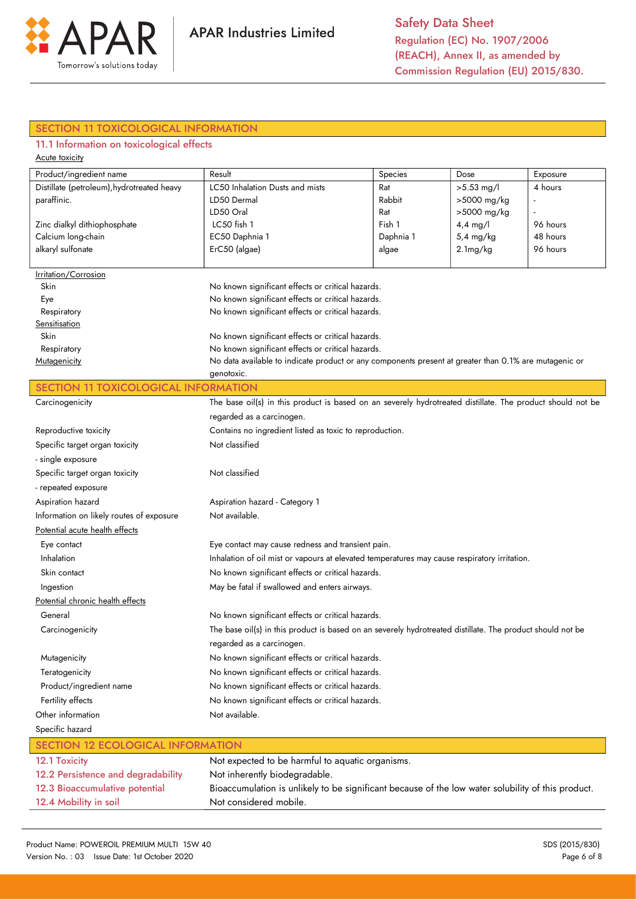## SECTION 11 TOXICOLOGICAL INFORMATION

### 11.1 Information on toxicological effects

Acute toxicity

| Product/ingredient name | Result | Species | Dose | Exposure |
|---|---|---|---|---|
| Distillate (petroleum), hydrotreated heavy | LC50 Inhalation Dusts and mists | Rat | >5.53 mg/l | 4 hours |
| paraffinic. | LD50 Dermal | Rabbit | >5000 mg/kg | - |
| | LD50 Oral | Rat | >5000 mg/kg | - |
| Zinc dialkyl dithiophosphate | LC50 fish 1 | Fish 1 | 4,4 mg/l | 96 hours |
| Calcium long-chain | EC50 Daphnia 1 | Daphnia 1 | 5,4 mg/kg | 48 hours |
| alkaryl sulfonate | ErC50 (algae) | algae | 2.1mg/kg | 96 hours |

Irritation/Corrosion

| | |
|---|---|
| Skin | No known significant effects or critical hazards. |
| Eye | No known significant effects or critical hazards. |
| Respiratory | No known significant effects or critical hazards. |

Sensitisation

| | |
|---|---|
| Skin | No known significant effects or critical hazards. |
| Respiratory | No known significant effects or critical hazards. |
| Mutagenicity | No data available to indicate product or any components present at greater than 0.1% are mutagenic or genotoxic. |

## SECTION 11 TOXICOLOGICAL INFORMATION

| | |
|---|---|
| Carcinogenicity | The base oil(s) in this product is based on an severely hydrotreated distillate. The product should not be regarded as a carcinogen. |
| Reproductive toxicity | Contains no ingredient listed as toxic to reproduction. |
| Specific target organ toxicity - single exposure | Not classified |
| Specific target organ toxicity - repeated exposure | Not classified |
| Aspiration hazard | Aspiration hazard - Category 1 |
| Information on likely routes of exposure | Not available. |

Potential acute health effects

| | |
|---|---|
| Eye contact | Eye contact may cause redness and transient pain. |
| Inhalation | Inhalation of oil mist or vapours at elevated temperatures may cause respiratory irritation. |
| Skin contact | No known significant effects or critical hazards. |
| Ingestion | May be fatal if swallowed and enters airways. |

Potential chronic health effects

| | |
|---|---|
| General | No known significant effects or critical hazards. |
| Carcinogenicity | The base oil(s) in this product is based on an severely hydrotreated distillate. The product should not be regarded as a carcinogen. |
| Mutagenicity | No known significant effects or critical hazards. |
| Teratogenicity | No known significant effects or critical hazards. |
| Product/ingredient name | No known significant effects or critical hazards. |
| Fertility effects | No known significant effects or critical hazards. |
| Other information | Not available. |
| Specific hazard | |

## SECTION 12 ECOLOGICAL INFORMATION

| | |
|---|---|
| 12.1 Toxicity | Not expected to be harmful to aquatic organisms. |
| 12.2 Persistence and degradability | Not inherently biodegradable. |
| 12.3 Bioaccumulative potential | Bioaccumulation is unlikely to be significant because of the low water solubility of this product. |
| 12.4 Mobility in soil | Not considered mobile. |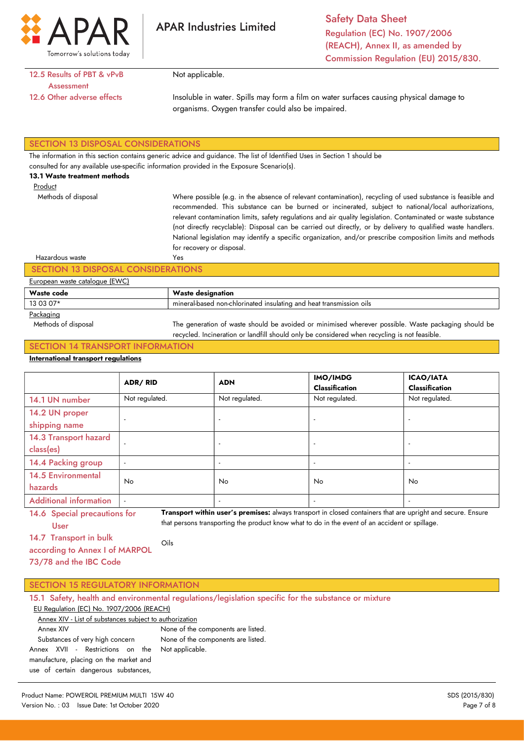| | |
|---|---|
| 12.5 Results of PBT & vPvB Assessment | Not applicable. |
| 12.6 Other adverse effects | Insoluble in water. Spills may form a film on water surfaces causing physical damage to organisms. Oxygen transfer could also be impaired. |

## SECTION 13 DISPOSAL CONSIDERATIONS

The information in this section contains generic advice and guidance. The list of Identified Uses in Section 1 should be consulted for any available use-specific information provided in the Exposure Scenario(s).

**13.1 Waste treatment methods**

Product

| | |
|---|---|
| Methods of disposal | Where possible (e.g. in the absence of relevant contamination), recycling of used substance is feasible and recommended. This substance can be burned or incinerated, subject to national/local authorizations, relevant contamination limits, safety regulations and air quality legislation. Contaminated or waste substance (not directly recyclable): Disposal can be carried out directly, or by delivery to qualified waste handlers. National legislation may identify a specific organization, and/or prescribe composition limits and methods for recovery or disposal. |
| Hazardous waste | Yes |

## SECTION 13 DISPOSAL CONSIDERATIONS

European waste catalogue (EWC)

| Waste code | Waste designation |
|---|---|
| 13 03 07* | mineral-based non-chlorinated insulating and heat transmission oils |

Packaging

| | |
|---|---|
| Methods of disposal | The generation of waste should be avoided or minimised wherever possible. Waste packaging should be recycled. Incineration or landfill should only be considered when recycling is not feasible. |

## SECTION 14 TRANSPORT INFORMATION

**International transport regulations**

| | ADR/ RID | ADN | IMO/IMDG Classification | ICAO/IATA Classification |
|---|---|---|---|---|
| 14.1 UN number | Not regulated. | Not regulated. | Not regulated. | Not regulated. |
| 14.2 UN proper shipping name | - | - | - | - |
| 14.3 Transport hazard class(es) | - | - | - | - |
| 14.4 Packing group | - | - | - | - |
| 14.5 Environmental hazards | No | No | No | No |
| Additional information | - | - | - | - |

| | |
|---|---|
| 14.6 Special precautions for User | **Transport within user's premises:** always transport in closed containers that are upright and secure. Ensure that persons transporting the product know what to do in the event of an accident or spillage. |
| 14.7 Transport in bulk according to Annex I of MARPOL 73/78 and the IBC Code | Oils |

## SECTION 15 REGULATORY INFORMATION

### 15.1 Safety, health and environmental regulations/legislation specific for the substance or mixture

EU Regulation (EC) No. 1907/2006 (REACH)

Annex XIV - List of substances subject to authorization

| | |
|---|---|
| Annex XIV | None of the components are listed. |
| Substances of very high concern | None of the components are listed. |
| Annex XVII - Restrictions on the manufacture, placing on the market and use of certain dangerous substances, | Not applicable. |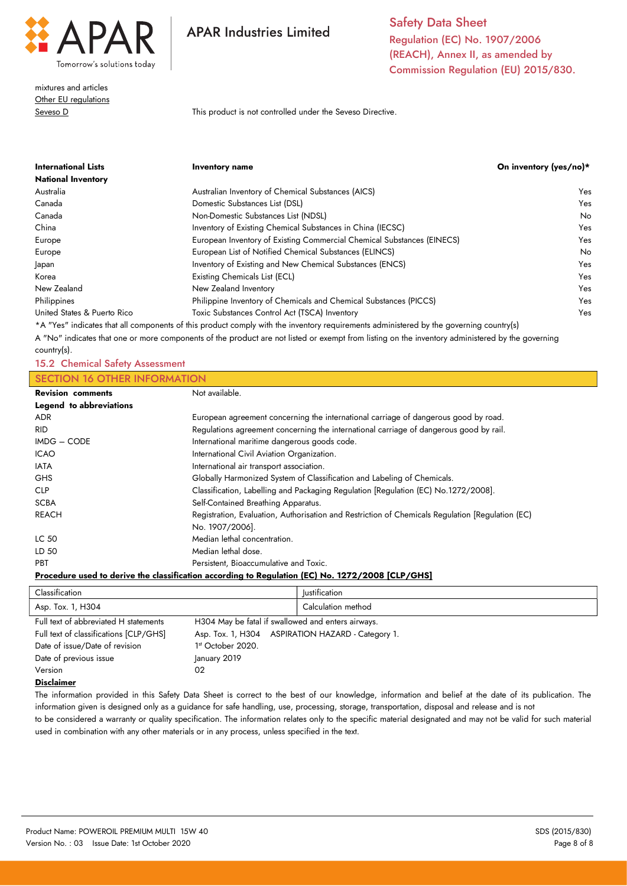mixtures and articles

Other EU regulations

| | |
|---|---|
| Seveso D | This product is not controlled under the Seveso Directive. |

| International Lists | Inventory name | On inventory (yes/no)* |
|---|---|---|
| **National Inventory** | | |
| Australia | Australian Inventory of Chemical Substances (AICS) | Yes |
| Canada | Domestic Substances List (DSL) | Yes |
| Canada | Non-Domestic Substances List (NDSL) | No |
| China | Inventory of Existing Chemical Substances in China (IECSC) | Yes |
| Europe | European Inventory of Existing Commercial Chemical Substances (EINECS) | Yes |
| Europe | European List of Notified Chemical Substances (ELINCS) | No |
| Japan | Inventory of Existing and New Chemical Substances (ENCS) | Yes |
| Korea | Existing Chemicals List (ECL) | Yes |
| New Zealand | New Zealand Inventory | Yes |
| Philippines | Philippine Inventory of Chemicals and Chemical Substances (PICCS) | Yes |
| United States & Puerto Rico | Toxic Substances Control Act (TSCA) Inventory | Yes |

*A "Yes" indicates that all components of this product comply with the inventory requirements administered by the governing country(s)

A "No" indicates that one or more components of the product are not listed or exempt from listing on the inventory administered by the governing country(s).

### 15.2 Chemical Safety Assessment

## SECTION 16 OTHER INFORMATION

| | |
|---|---|
| **Revision comments** | Not available. |
| **Legend to abbreviations** | |
| ADR | European agreement concerning the international carriage of dangerous good by road. |
| RID | Regulations agreement concerning the international carriage of dangerous good by rail. |
| IMDG – CODE | International maritime dangerous goods code. |
| ICAO | International Civil Aviation Organization. |
| IATA | International air transport association. |
| GHS | Globally Harmonized System of Classification and Labeling of Chemicals. |
| CLP | Classification, Labelling and Packaging Regulation [Regulation (EC) No.1272/2008]. |
| SCBA | Self-Contained Breathing Apparatus. |
| REACH | Registration, Evaluation, Authorisation and Restriction of Chemicals Regulation [Regulation (EC) No. 1907/2006]. |
| LC 50 | Median lethal concentration. |
| LD 50 | Median lethal dose. |
| PBT | Persistent, Bioaccumulative and Toxic. |

**Procedure used to derive the classification according to Regulation (EC) No. 1272/2008 [CLP/GHS]**

| Classification | Justification |
|---|---|
| Asp. Tox. 1, H304 | Calculation method |

| | |
|---|---|
| Full text of abbreviated H statements | H304 May be fatal if swallowed and enters airways. |
| Full text of classifications [CLP/GHS] | Asp. Tox. 1, H304 ASPIRATION HAZARD - Category 1. |
| Date of issue/Date of revision | 1st October 2020. |
| Date of previous issue | January 2019 |
| Version | 02 |

**Disclaimer**

The information provided in this Safety Data Sheet is correct to the best of our knowledge, information and belief at the date of its publication. The information given is designed only as a guidance for safe handling, use, processing, storage, transportation, disposal and release and is not to be considered a warranty or quality specification. The information relates only to the specific material designated and may not be valid for such material used in combination with any other materials or in any process, unless specified in the text.